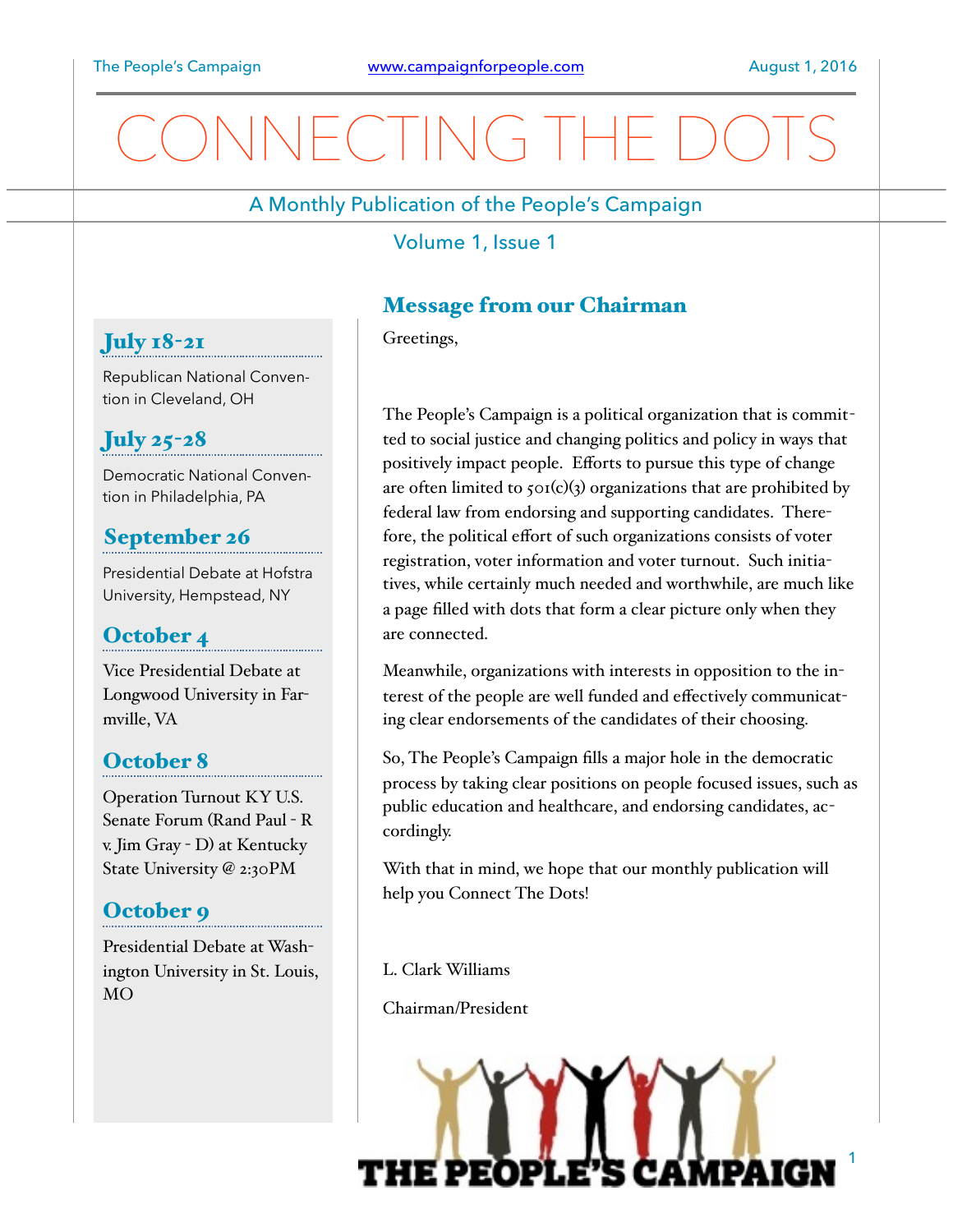# CONNECTING THE DOTS

A Monthly Publication of the People's Campaign

Volume 1, Issue 1

## Message from our Chairman

Greetings,

The People's Campaign is a political organization that is committed to social justice and changing politics and policy in ways that positively impact people. Efforts to pursue this type of change are often limited to 501(c)(3) organizations that are prohibited by federal law from endorsing and supporting candidates. Therefore, the political effort of such organizations consists of voter registration, voter information and voter turnout. Such initiatives, while certainly much needed and worthwhile, are much like a page filled with dots that form a clear picture only when they are connected.

Meanwhile, organizations with interests in opposition to the interest of the people are well funded and effectively communicating clear endorsements of the candidates of their choosing.

So, The People's Campaign fills a major hole in the democratic process by taking clear positions on people focused issues, such as public education and healthcare, and endorsing candidates, accordingly.

With that in mind, we hope that our monthly publication will help you Connect The Dots!

L. Clark Williams

Chairman/President

### July 18-21

Republican National Convention in Cleveland, OH

### July 25-28

Democratic National Convention in Philadelphia, PA

### September 26

Presidential Debate at Hofstra University, Hempstead, NY

### October 4

Vice Presidential Debate at Longwood University in Farmville, VA

### October 8

Operation Turnout KY U.S. Senate Forum (Rand Paul - R v. Jim Gray - D) at Kentucky State University @ 2:30PM

### October 9

Presidential Debate at Washington University in St. Louis, MO

THE PEOPLE'S CAMPAIGN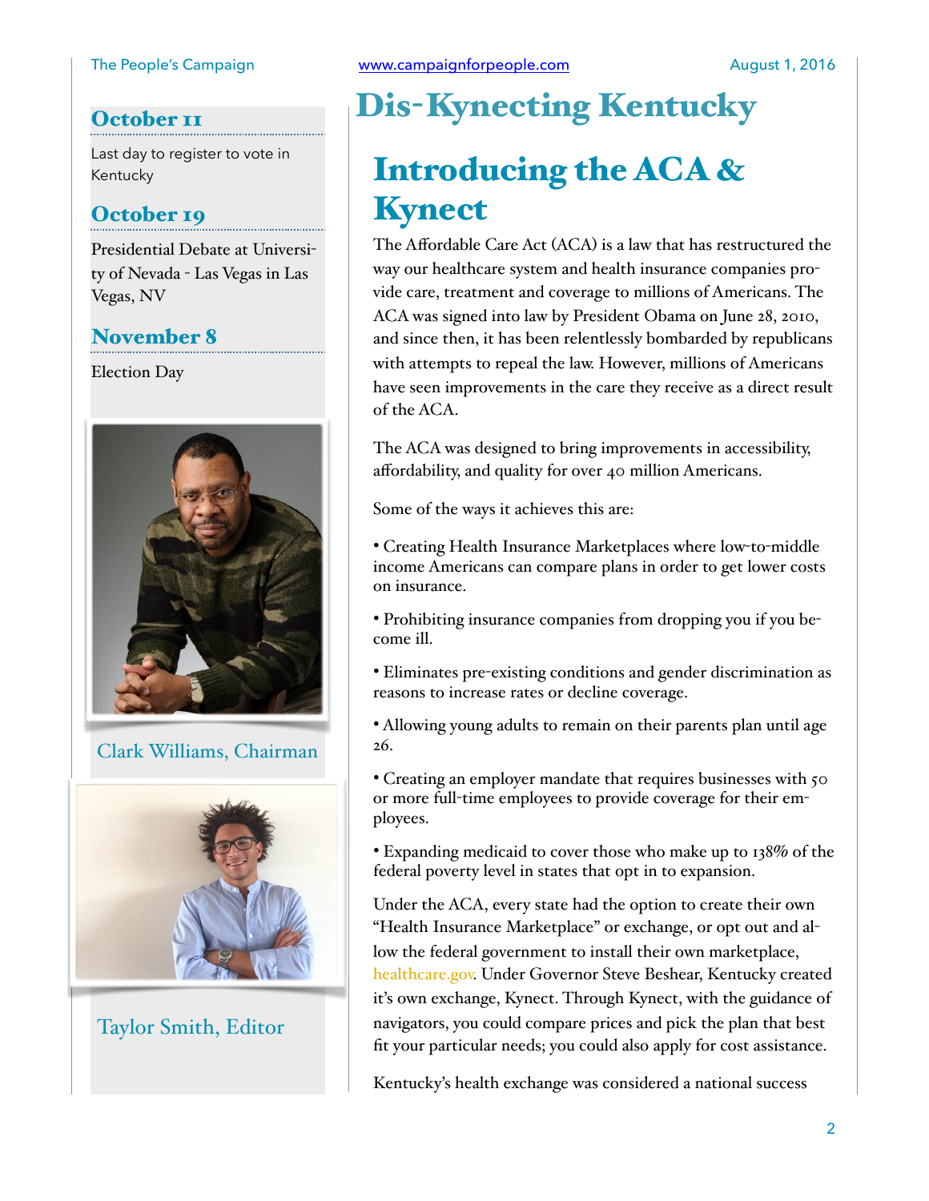## October 11

Last day to register to vote in Kentucky

## October 19

Presidential Debate at University of Nevada - Las Vegas in Las Vegas, NV

## November 8

Election Day

Clark Williams, Chairman

Taylor Smith, Editor

# Dis-Kynecting Kentucky

## Introducing the ACA & Kynect

The Affordable Care Act (ACA) is a law that has restructured the way our healthcare system and health insurance companies provide care, treatment and coverage to millions of Americans. The ACA was signed into law by President Obama on June 28, 2010, and since then, it has been relentlessly bombarded by republicans with attempts to repeal the law. However, millions of Americans have seen improvements in the care they receive as a direct result of the ACA.

The ACA was designed to bring improvements in accessibility, affordability, and quality for over 40 million Americans.

Some of the ways it achieves this are:

- Creating Health Insurance Marketplaces where low-to-middle income Americans can compare plans in order to get lower costs on insurance.
- Prohibiting insurance companies from dropping you if you become ill.
- Eliminates pre-existing conditions and gender discrimination as reasons to increase rates or decline coverage.
- Allowing young adults to remain on their parents plan until age 26.
- Creating an employer mandate that requires businesses with 50 or more full-time employees to provide coverage for their employees.
- Expanding medicaid to cover those who make up to 138% of the federal poverty level in states that opt in to expansion.

Under the ACA, every state had the option to create their own "Health Insurance Marketplace" or exchange, or opt out and allow the federal government to install their own marketplace, healthcare.gov. Under Governor Steve Beshear, Kentucky created it's own exchange, Kynect. Through Kynect, with the guidance of navigators, you could compare prices and pick the plan that best fit your particular needs; you could also apply for cost assistance.

Kentucky's health exchange was considered a national success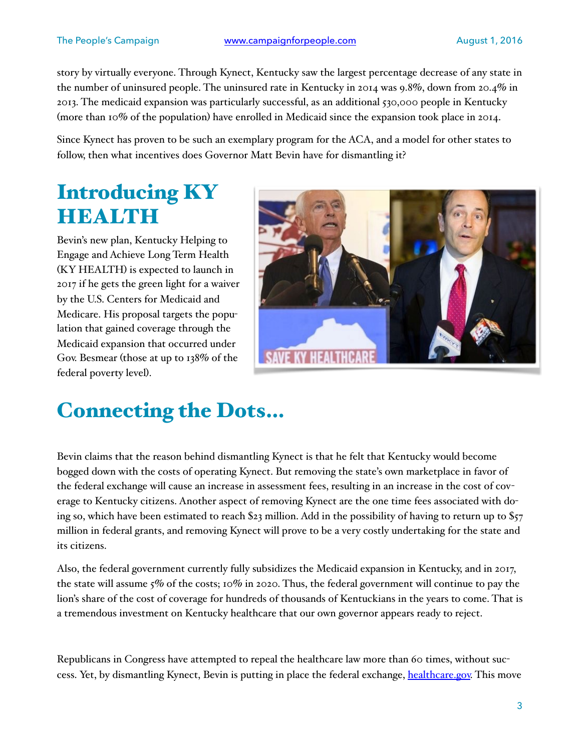story by virtually everyone. Through Kynect, Kentucky saw the largest percentage decrease of any state in the number of uninsured people. The uninsured rate in Kentucky in 2014 was 9.8%, down from 20.4% in 2013. The medicaid expansion was particularly successful, as an additional 530,000 people in Kentucky (more than 10% of the population) have enrolled in Medicaid since the expansion took place in 2014.

Since Kynect has proven to be such an exemplary program for the ACA, and a model for other states to follow, then what incentives does Governor Matt Bevin have for dismantling it?

# Introducing KY HEALTH

Bevin's new plan, Kentucky Helping to Engage and Achieve Long Term Health (KY HEALTH) is expected to launch in 2017 if he gets the green light for a waiver by the U.S. Centers for Medicaid and Medicare. His proposal targets the population that gained coverage through the Medicaid expansion that occurred under Gov. Besmear (those at up to 138% of the federal poverty level).

# Connecting the Dots...

Bevin claims that the reason behind dismantling Kynect is that he felt that Kentucky would become bogged down with the costs of operating Kynect. But removing the state's own marketplace in favor of the federal exchange will cause an increase in assessment fees, resulting in an increase in the cost of coverage to Kentucky citizens. Another aspect of removing Kynect are the one time fees associated with doing so, which have been estimated to reach $23 million. Add in the possibility of having to return up to $57 million in federal grants, and removing Kynect will prove to be a very costly undertaking for the state and its citizens.

Also, the federal government currently fully subsidizes the Medicaid expansion in Kentucky, and in 2017, the state will assume 5% of the costs; 10% in 2020. Thus, the federal government will continue to pay the lion's share of the cost of coverage for hundreds of thousands of Kentuckians in the years to come. That is a tremendous investment on Kentucky healthcare that our own governor appears ready to reject.

Republicans in Congress have attempted to repeal the healthcare law more than 60 times, without success. Yet, by dismantling Kynect, Bevin is putting in place the federal exchange, [healthcare.gov](healthcare.gov). This move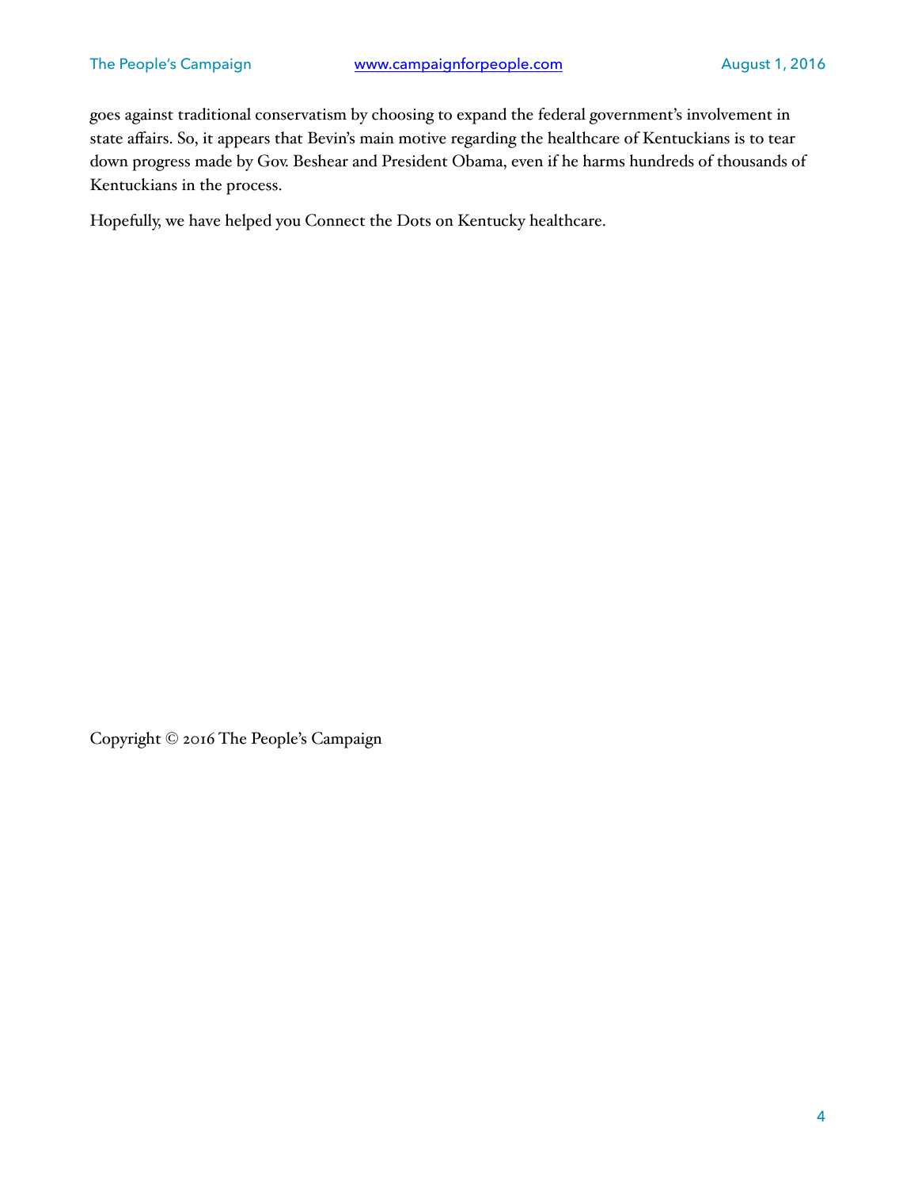goes against traditional conservatism by choosing to expand the federal government's involvement in state affairs. So, it appears that Bevin's main motive regarding the healthcare of Kentuckians is to tear down progress made by Gov. Beshear and President Obama, even if he harms hundreds of thousands of Kentuckians in the process.

Hopefully, we have helped you Connect the Dots on Kentucky healthcare.

Copyright © 2016 The People's Campaign